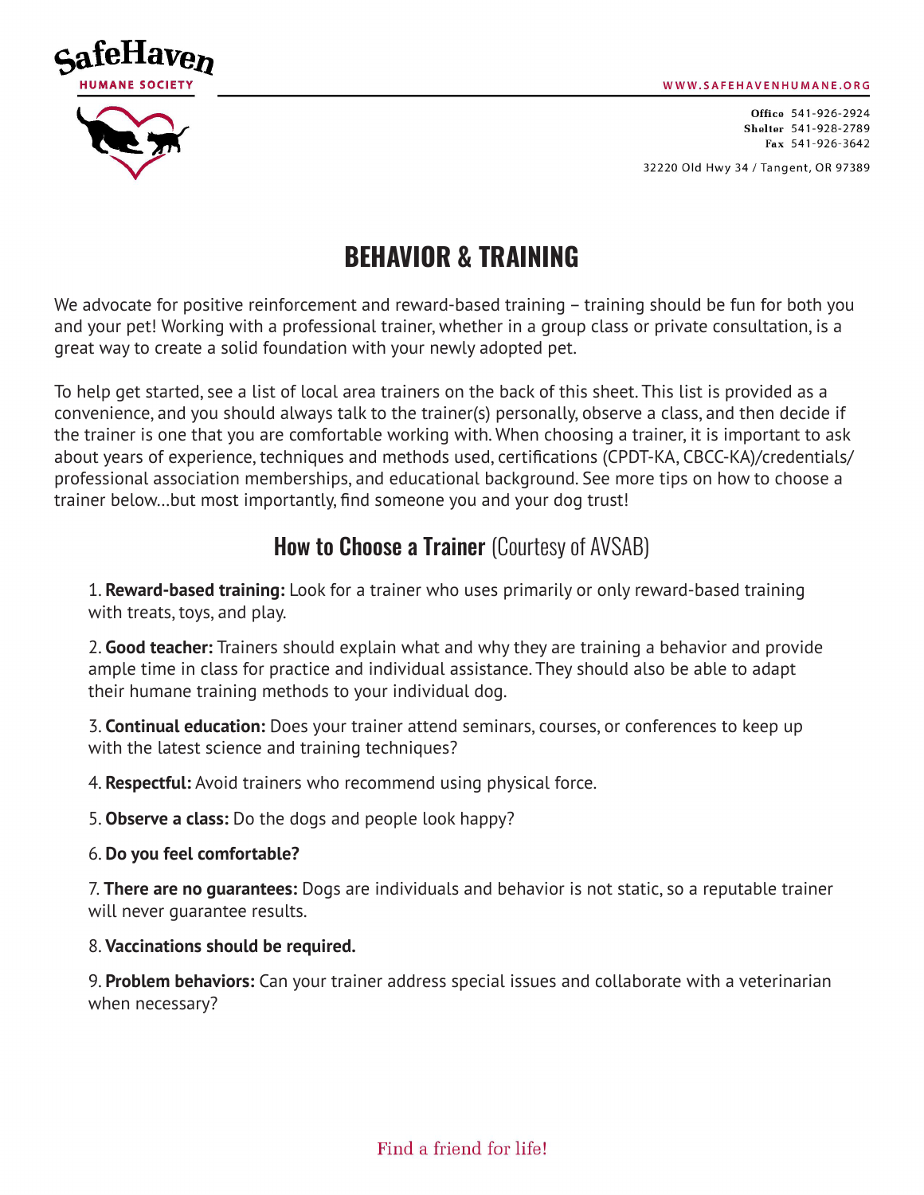SafeHaven HUMANE SOCIETY

WWW.SAFEHAVENHUMANE.ORG

Office 541-926-2924
Shelter 541-928-2789
Fax 541-926-3642

32220 Old Hwy 34 / Tangent, OR 97389

# BEHAVIOR & TRAINING

We advocate for positive reinforcement and reward-based training – training should be fun for both you and your pet! Working with a professional trainer, whether in a group class or private consultation, is a great way to create a solid foundation with your newly adopted pet.

To help get started, see a list of local area trainers on the back of this sheet. This list is provided as a convenience, and you should always talk to the trainer(s) personally, observe a class, and then decide if the trainer is one that you are comfortable working with. When choosing a trainer, it is important to ask about years of experience, techniques and methods used, certifications (CPDT-KA, CBCC-KA)/credentials/ professional association memberships, and educational background. See more tips on how to choose a trainer below…but most importantly, find someone you and your dog trust!

## How to Choose a Trainer (Courtesy of AVSAB)

1. **Reward-based training:** Look for a trainer who uses primarily or only reward-based training with treats, toys, and play.

2. **Good teacher:** Trainers should explain what and why they are training a behavior and provide ample time in class for practice and individual assistance. They should also be able to adapt their humane training methods to your individual dog.

3. **Continual education:** Does your trainer attend seminars, courses, or conferences to keep up with the latest science and training techniques?

4. **Respectful:** Avoid trainers who recommend using physical force.

5. **Observe a class:** Do the dogs and people look happy?

6. **Do you feel comfortable?**

7. **There are no guarantees:** Dogs are individuals and behavior is not static, so a reputable trainer will never guarantee results.

8. **Vaccinations should be required.**

9. **Problem behaviors:** Can your trainer address special issues and collaborate with a veterinarian when necessary?

Find a friend for life!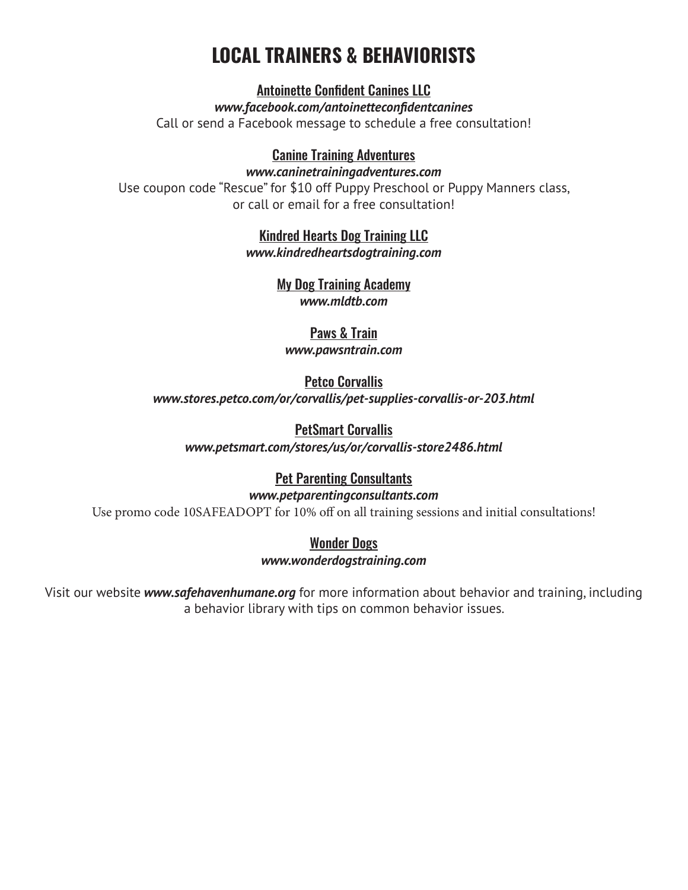# LOCAL TRAINERS & BEHAVIORISTS

**Antoinette Confident Canines LLC**
***www.facebook.com/antoinetteconfidentcanines***
Call or send a Facebook message to schedule a free consultation!

**Canine Training Adventures**
***www.caninetrainingadventures.com***
Use coupon code "Rescue" for $10 off Puppy Preschool or Puppy Manners class, or call or email for a free consultation!

**Kindred Hearts Dog Training LLC**
***www.kindredheartsdogtraining.com***

**My Dog Training Academy**
***www.mldtb.com***

**Paws & Train**
***www.pawsntrain.com***

**Petco Corvallis**
***www.stores.petco.com/or/corvallis/pet-supplies-corvallis-or-203.html***

**PetSmart Corvallis**
***www.petsmart.com/stores/us/or/corvallis-store2486.html***

**Pet Parenting Consultants**
***www.petparentingconsultants.com***
Use promo code 10SAFEADOPT for 10% off on all training sessions and initial consultations!

**Wonder Dogs**
***www.wonderdogstraining.com***

Visit our website ***www.safehavenhumane.org*** for more information about behavior and training, including a behavior library with tips on common behavior issues.